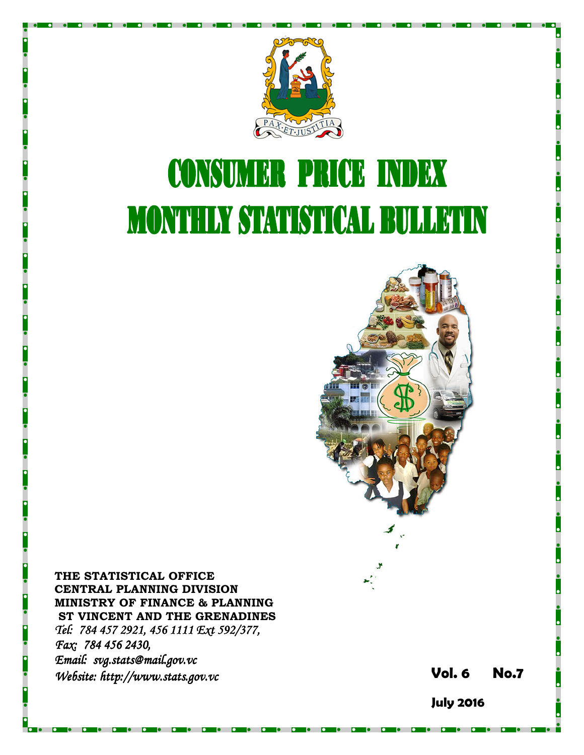# CONSUMER PRICE INDEX

# MONTHLY STATISTICAL BULLETIN

**THE STATISTICAL OFFICE**
**CENTRAL PLANNING DIVISION**
**MINISTRY OF FINANCE & PLANNING**
**ST VINCENT AND THE GRENADINES**

*Tel: 784 457 2921, 456 1111 Ext 592/377,*
*Fax: 784 456 2430,*
*Email: svg.stats@mail.gov.vc*
*Website: http://www.stats.gov.vc*

**Vol. 6 No.7**

**July 2016**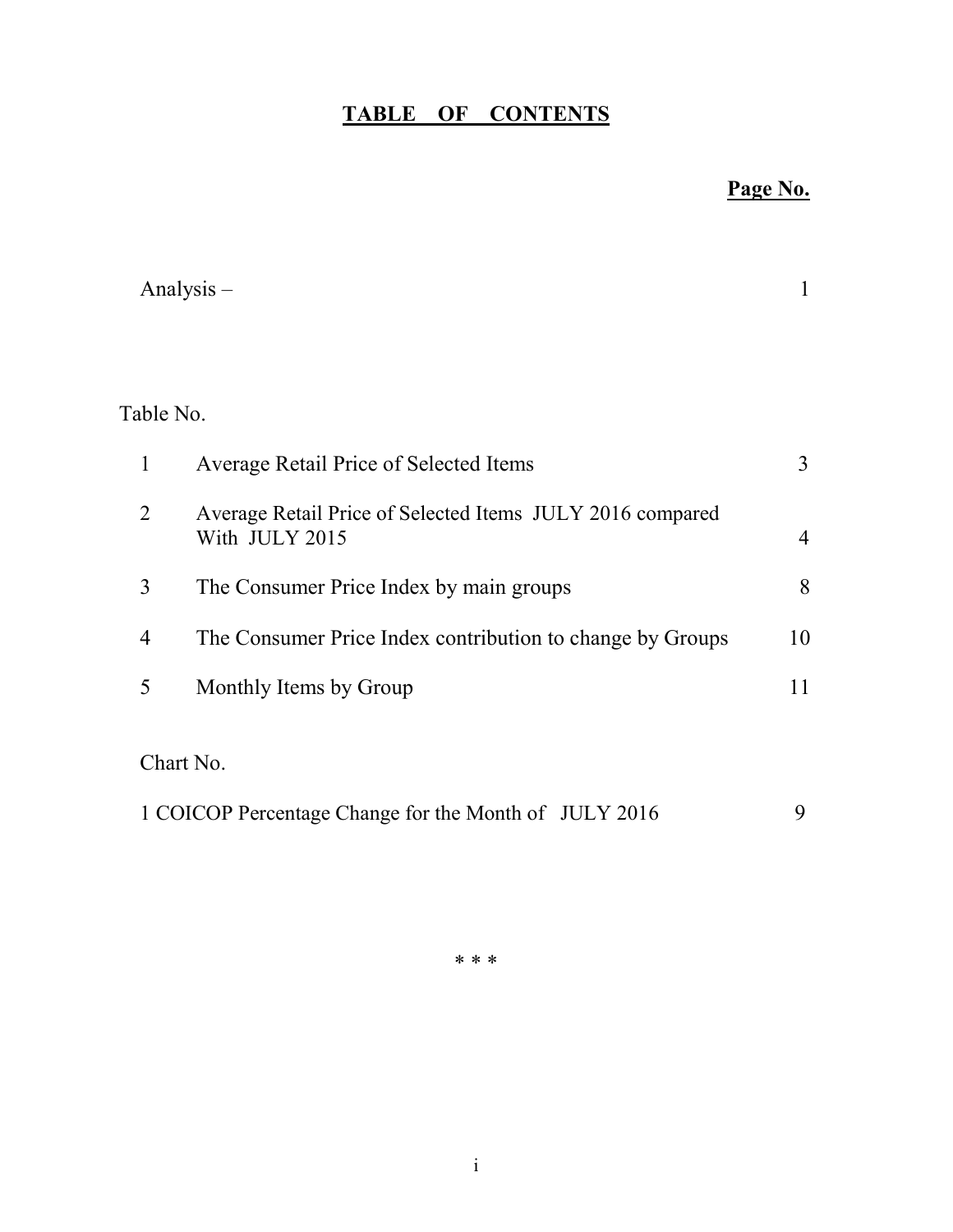# TABLE OF CONTENTS

| | | Page No. |
|---|---|---|
| Analysis – | | 1 |
| **Table No.** | | |
| 1 | Average Retail Price of Selected Items | 3 |
| 2 | Average Retail Price of Selected Items JULY 2016 compared With JULY 2015 | 4 |
| 3 | The Consumer Price Index by main groups | 8 |
| 4 | The Consumer Price Index contribution to change by Groups | 10 |
| 5 | Monthly Items by Group | 11 |
| **Chart No.** | | |
| 1 | COICOP Percentage Change for the Month of JULY 2016 | 9 |

\* \* \*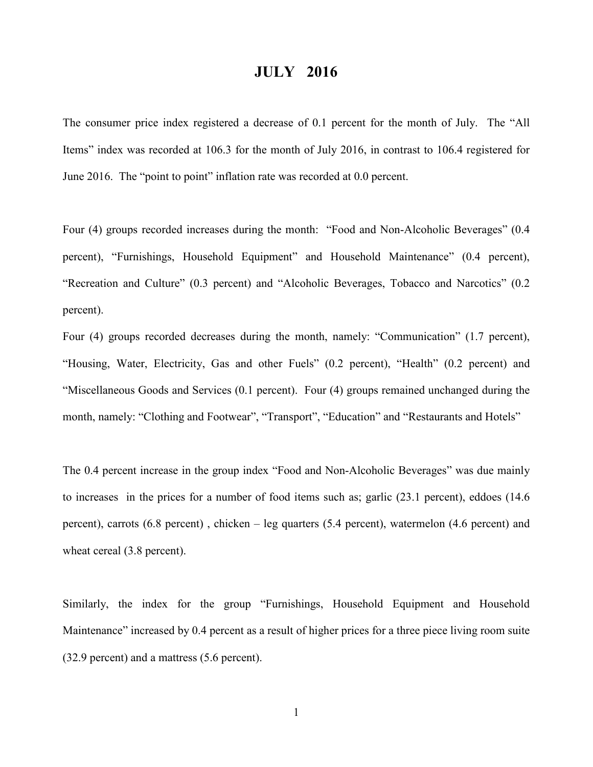# JULY 2016

The consumer price index registered a decrease of 0.1 percent for the month of July. The "All Items" index was recorded at 106.3 for the month of July 2016, in contrast to 106.4 registered for June 2016. The "point to point" inflation rate was recorded at 0.0 percent.

Four (4) groups recorded increases during the month: "Food and Non-Alcoholic Beverages" (0.4 percent), "Furnishings, Household Equipment" and Household Maintenance" (0.4 percent), "Recreation and Culture" (0.3 percent) and "Alcoholic Beverages, Tobacco and Narcotics" (0.2 percent).

Four (4) groups recorded decreases during the month, namely: "Communication" (1.7 percent), "Housing, Water, Electricity, Gas and other Fuels" (0.2 percent), "Health" (0.2 percent) and "Miscellaneous Goods and Services (0.1 percent). Four (4) groups remained unchanged during the month, namely: "Clothing and Footwear", "Transport", "Education" and "Restaurants and Hotels"

The 0.4 percent increase in the group index "Food and Non-Alcoholic Beverages" was due mainly to increases in the prices for a number of food items such as; garlic (23.1 percent), eddoes (14.6 percent), carrots (6.8 percent) , chicken – leg quarters (5.4 percent), watermelon (4.6 percent) and wheat cereal (3.8 percent).

Similarly, the index for the group "Furnishings, Household Equipment and Household Maintenance" increased by 0.4 percent as a result of higher prices for a three piece living room suite (32.9 percent) and a mattress (5.6 percent).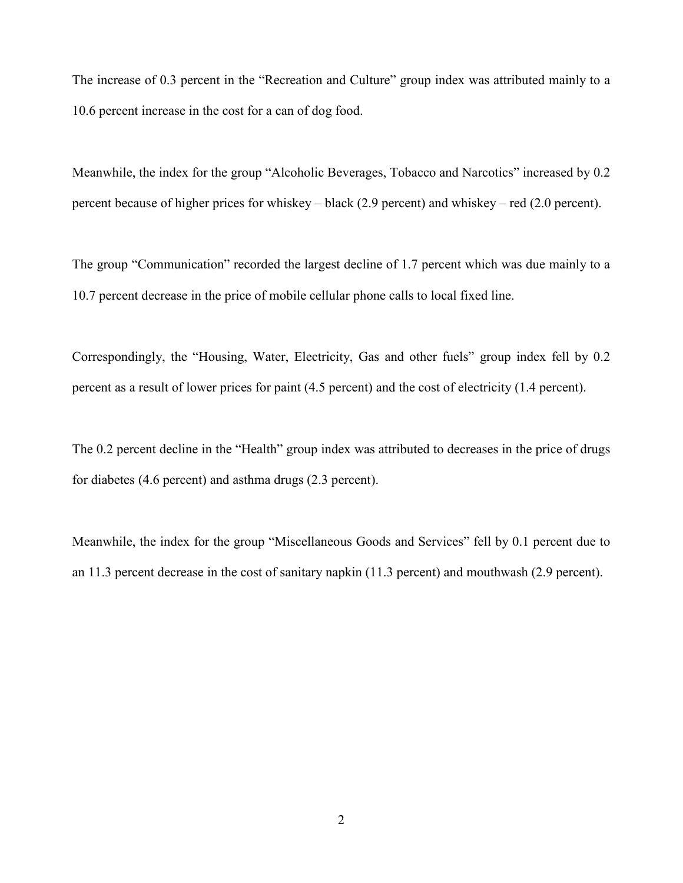The increase of 0.3 percent in the "Recreation and Culture" group index was attributed mainly to a 10.6 percent increase in the cost for a can of dog food.

Meanwhile, the index for the group "Alcoholic Beverages, Tobacco and Narcotics" increased by 0.2 percent because of higher prices for whiskey – black (2.9 percent) and whiskey – red (2.0 percent).

The group "Communication" recorded the largest decline of 1.7 percent which was due mainly to a 10.7 percent decrease in the price of mobile cellular phone calls to local fixed line.

Correspondingly, the "Housing, Water, Electricity, Gas and other fuels" group index fell by 0.2 percent as a result of lower prices for paint (4.5 percent) and the cost of electricity (1.4 percent).

The 0.2 percent decline in the "Health" group index was attributed to decreases in the price of drugs for diabetes (4.6 percent) and asthma drugs (2.3 percent).

Meanwhile, the index for the group "Miscellaneous Goods and Services" fell by 0.1 percent due to an 11.3 percent decrease in the cost of sanitary napkin (11.3 percent) and mouthwash (2.9 percent).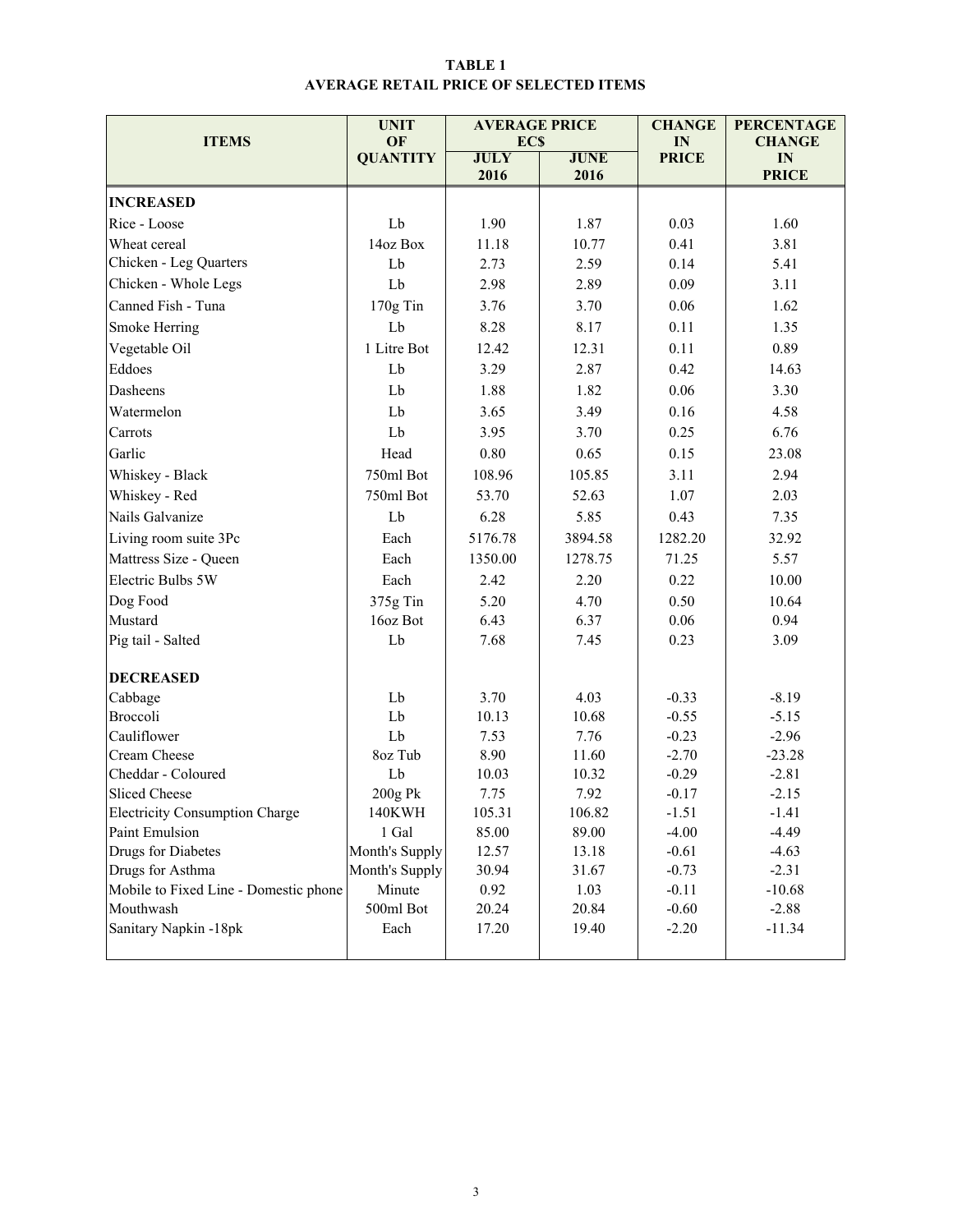**TABLE 1**
**AVERAGE RETAIL PRICE OF SELECTED ITEMS**

| ITEMS | UNIT OF QUANTITY | AVERAGE PRICE EC$ | | CHANGE IN PRICE | PERCENTAGE CHANGE IN PRICE |
|---|---|---|---|---|---|
| | | JULY 2016 | JUNE 2016 | | |
| **INCREASED** | | | | | |
| Rice - Loose | Lb | 1.90 | 1.87 | 0.03 | 1.60 |
| Wheat cereal | 14oz Box | 11.18 | 10.77 | 0.41 | 3.81 |
| Chicken - Leg Quarters | Lb | 2.73 | 2.59 | 0.14 | 5.41 |
| Chicken - Whole Legs | Lb | 2.98 | 2.89 | 0.09 | 3.11 |
| Canned Fish - Tuna | 170g Tin | 3.76 | 3.70 | 0.06 | 1.62 |
| Smoke Herring | Lb | 8.28 | 8.17 | 0.11 | 1.35 |
| Vegetable Oil | 1 Litre Bot | 12.42 | 12.31 | 0.11 | 0.89 |
| Eddoes | Lb | 3.29 | 2.87 | 0.42 | 14.63 |
| Dasheens | Lb | 1.88 | 1.82 | 0.06 | 3.30 |
| Watermelon | Lb | 3.65 | 3.49 | 0.16 | 4.58 |
| Carrots | Lb | 3.95 | 3.70 | 0.25 | 6.76 |
| Garlic | Head | 0.80 | 0.65 | 0.15 | 23.08 |
| Whiskey - Black | 750ml Bot | 108.96 | 105.85 | 3.11 | 2.94 |
| Whiskey - Red | 750ml Bot | 53.70 | 52.63 | 1.07 | 2.03 |
| Nails Galvanize | Lb | 6.28 | 5.85 | 0.43 | 7.35 |
| Living room suite 3Pc | Each | 5176.78 | 3894.58 | 1282.20 | 32.92 |
| Mattress Size - Queen | Each | 1350.00 | 1278.75 | 71.25 | 5.57 |
| Electric Bulbs 5W | Each | 2.42 | 2.20 | 0.22 | 10.00 |
| Dog Food | 375g Tin | 5.20 | 4.70 | 0.50 | 10.64 |
| Mustard | 16oz Bot | 6.43 | 6.37 | 0.06 | 0.94 |
| Pig tail - Salted | Lb | 7.68 | 7.45 | 0.23 | 3.09 |
| **DECREASED** | | | | | |
| Cabbage | Lb | 3.70 | 4.03 | -0.33 | -8.19 |
| Broccoli | Lb | 10.13 | 10.68 | -0.55 | -5.15 |
| Cauliflower | Lb | 7.53 | 7.76 | -0.23 | -2.96 |
| Cream Cheese | 8oz Tub | 8.90 | 11.60 | -2.70 | -23.28 |
| Cheddar - Coloured | Lb | 10.03 | 10.32 | -0.29 | -2.81 |
| Sliced Cheese | 200g Pk | 7.75 | 7.92 | -0.17 | -2.15 |
| Electricity Consumption Charge | 140KWH | 105.31 | 106.82 | -1.51 | -1.41 |
| Paint Emulsion | 1 Gal | 85.00 | 89.00 | -4.00 | -4.49 |
| Drugs for Diabetes | Month's Supply | 12.57 | 13.18 | -0.61 | -4.63 |
| Drugs for Asthma | Month's Supply | 30.94 | 31.67 | -0.73 | -2.31 |
| Mobile to Fixed Line - Domestic phone | Minute | 0.92 | 1.03 | -0.11 | -10.68 |
| Mouthwash | 500ml Bot | 20.24 | 20.84 | -0.60 | -2.88 |
| Sanitary Napkin -18pk | Each | 17.20 | 19.40 | -2.20 | -11.34 |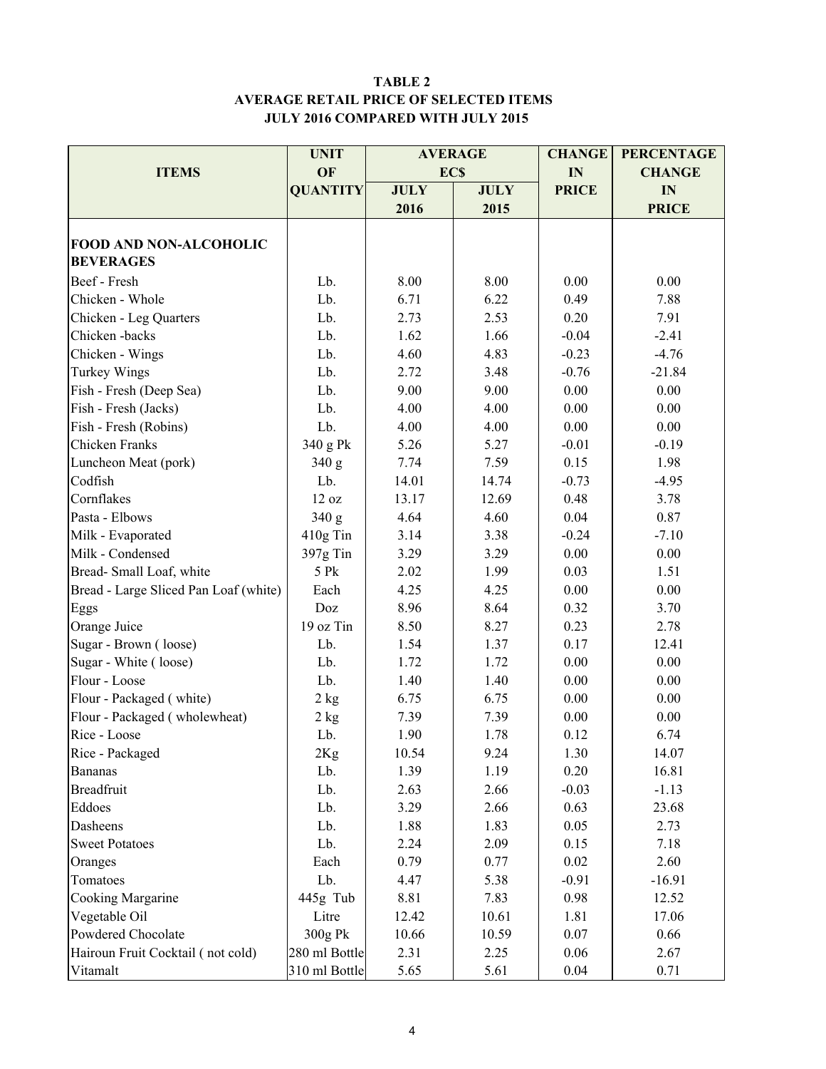**TABLE 2**
**AVERAGE RETAIL PRICE OF SELECTED ITEMS**
**JULY 2016 COMPARED WITH JULY 2015**

| ITEMS | UNIT OF QUANTITY | AVERAGE EC$ | | CHANGE IN PRICE | PERCENTAGE CHANGE IN PRICE |
|---|---|---|---|---|---|
| | | JULY 2016 | JULY 2015 | | |
| **FOOD AND NON-ALCOHOLIC BEVERAGES** | | | | | |
| Beef - Fresh | Lb. | 8.00 | 8.00 | 0.00 | 0.00 |
| Chicken - Whole | Lb. | 6.71 | 6.22 | 0.49 | 7.88 |
| Chicken - Leg Quarters | Lb. | 2.73 | 2.53 | 0.20 | 7.91 |
| Chicken -backs | Lb. | 1.62 | 1.66 | -0.04 | -2.41 |
| Chicken - Wings | Lb. | 4.60 | 4.83 | -0.23 | -4.76 |
| Turkey Wings | Lb. | 2.72 | 3.48 | -0.76 | -21.84 |
| Fish - Fresh (Deep Sea) | Lb. | 9.00 | 9.00 | 0.00 | 0.00 |
| Fish - Fresh (Jacks) | Lb. | 4.00 | 4.00 | 0.00 | 0.00 |
| Fish - Fresh (Robins) | Lb. | 4.00 | 4.00 | 0.00 | 0.00 |
| Chicken Franks | 340 g Pk | 5.26 | 5.27 | -0.01 | -0.19 |
| Luncheon Meat (pork) | 340 g | 7.74 | 7.59 | 0.15 | 1.98 |
| Codfish | Lb. | 14.01 | 14.74 | -0.73 | -4.95 |
| Cornflakes | 12 oz | 13.17 | 12.69 | 0.48 | 3.78 |
| Pasta - Elbows | 340 g | 4.64 | 4.60 | 0.04 | 0.87 |
| Milk - Evaporated | 410g Tin | 3.14 | 3.38 | -0.24 | -7.10 |
| Milk - Condensed | 397g Tin | 3.29 | 3.29 | 0.00 | 0.00 |
| Bread- Small Loaf, white | 5 Pk | 2.02 | 1.99 | 0.03 | 1.51 |
| Bread - Large Sliced Pan Loaf (white) | Each | 4.25 | 4.25 | 0.00 | 0.00 |
| Eggs | Doz | 8.96 | 8.64 | 0.32 | 3.70 |
| Orange Juice | 19 oz Tin | 8.50 | 8.27 | 0.23 | 2.78 |
| Sugar - Brown ( loose) | Lb. | 1.54 | 1.37 | 0.17 | 12.41 |
| Sugar - White ( loose) | Lb. | 1.72 | 1.72 | 0.00 | 0.00 |
| Flour - Loose | Lb. | 1.40 | 1.40 | 0.00 | 0.00 |
| Flour - Packaged ( white) | 2 kg | 6.75 | 6.75 | 0.00 | 0.00 |
| Flour - Packaged ( wholewheat) | 2 kg | 7.39 | 7.39 | 0.00 | 0.00 |
| Rice - Loose | Lb. | 1.90 | 1.78 | 0.12 | 6.74 |
| Rice - Packaged | 2Kg | 10.54 | 9.24 | 1.30 | 14.07 |
| Bananas | Lb. | 1.39 | 1.19 | 0.20 | 16.81 |
| Breadfruit | Lb. | 2.63 | 2.66 | -0.03 | -1.13 |
| Eddoes | Lb. | 3.29 | 2.66 | 0.63 | 23.68 |
| Dasheens | Lb. | 1.88 | 1.83 | 0.05 | 2.73 |
| Sweet Potatoes | Lb. | 2.24 | 2.09 | 0.15 | 7.18 |
| Oranges | Each | 0.79 | 0.77 | 0.02 | 2.60 |
| Tomatoes | Lb. | 4.47 | 5.38 | -0.91 | -16.91 |
| Cooking Margarine | 445g Tub | 8.81 | 7.83 | 0.98 | 12.52 |
| Vegetable Oil | Litre | 12.42 | 10.61 | 1.81 | 17.06 |
| Powdered Chocolate | 300g Pk | 10.66 | 10.59 | 0.07 | 0.66 |
| Hairoun Fruit Cocktail ( not cold) | 280 ml Bottle | 2.31 | 2.25 | 0.06 | 2.67 |
| Vitamalt | 310 ml Bottle | 5.65 | 5.61 | 0.04 | 0.71 |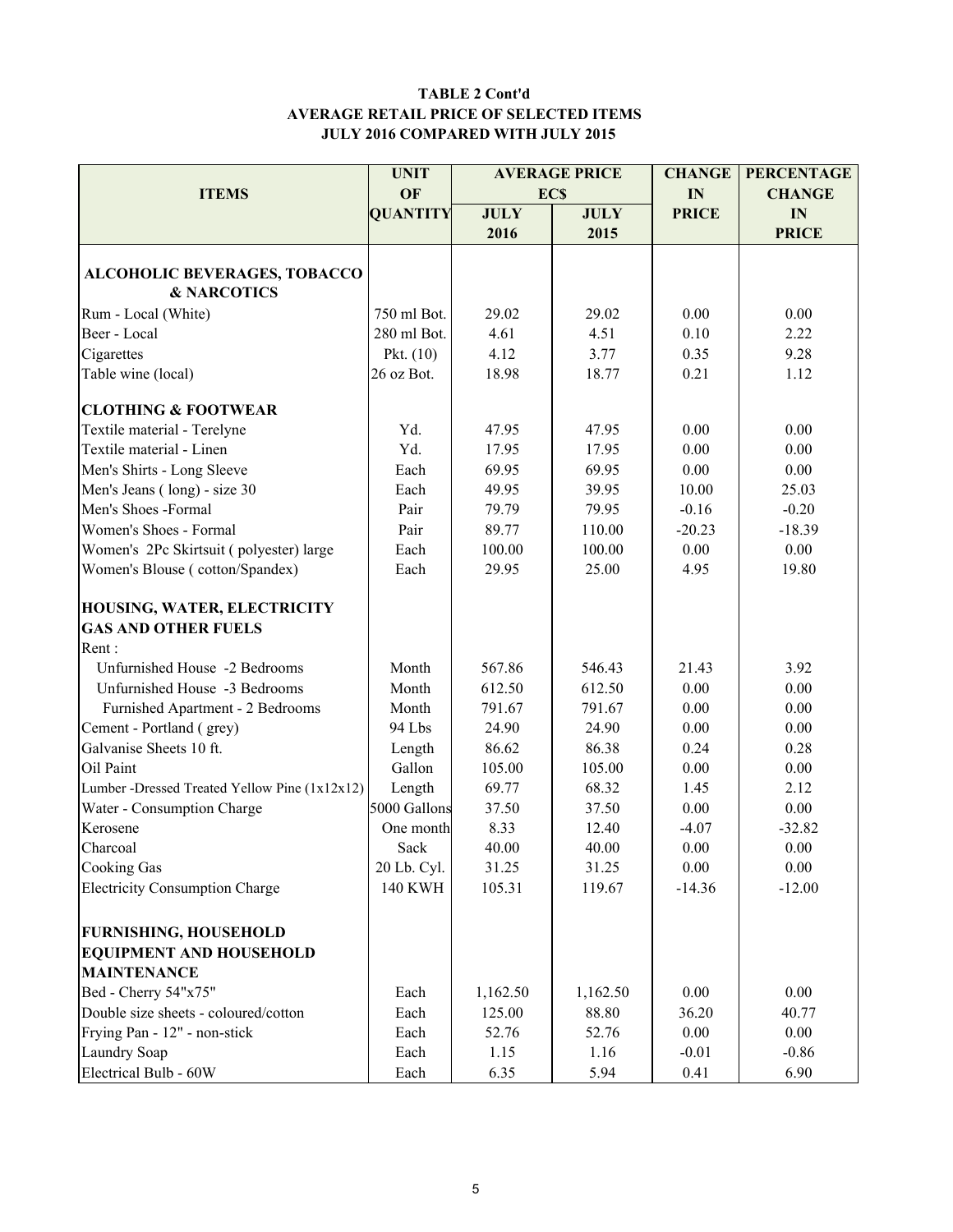**TABLE 2 Cont'd**
**AVERAGE RETAIL PRICE OF SELECTED ITEMS**
**JULY 2016 COMPARED WITH JULY 2015**

| ITEMS | UNIT OF QUANTITY | AVERAGE PRICE EC$ | | CHANGE IN PRICE | PERCENTAGE CHANGE IN PRICE |
|---|---|---|---|---|---|
| | | JULY 2016 | JULY 2015 | | |
| **ALCOHOLIC BEVERAGES, TOBACCO & NARCOTICS** | | | | | |
| Rum - Local (White) | 750 ml Bot. | 29.02 | 29.02 | 0.00 | 0.00 |
| Beer - Local | 280 ml Bot. | 4.61 | 4.51 | 0.10 | 2.22 |
| Cigarettes | Pkt. (10) | 4.12 | 3.77 | 0.35 | 9.28 |
| Table wine (local) | 26 oz Bot. | 18.98 | 18.77 | 0.21 | 1.12 |
| **CLOTHING & FOOTWEAR** | | | | | |
| Textile material - Terelyne | Yd. | 47.95 | 47.95 | 0.00 | 0.00 |
| Textile material - Linen | Yd. | 17.95 | 17.95 | 0.00 | 0.00 |
| Men's Shirts - Long Sleeve | Each | 69.95 | 69.95 | 0.00 | 0.00 |
| Men's Jeans ( long) - size 30 | Each | 49.95 | 39.95 | 10.00 | 25.03 |
| Men's Shoes -Formal | Pair | 79.79 | 79.95 | -0.16 | -0.20 |
| Women's Shoes - Formal | Pair | 89.77 | 110.00 | -20.23 | -18.39 |
| Women's 2Pc Skirtsuit ( polyester) large | Each | 100.00 | 100.00 | 0.00 | 0.00 |
| Women's Blouse ( cotton/Spandex) | Each | 29.95 | 25.00 | 4.95 | 19.80 |
| **HOUSING, WATER, ELECTRICITY GAS AND OTHER FUELS** | | | | | |
| Rent : | | | | | |
| Unfurnished House -2 Bedrooms | Month | 567.86 | 546.43 | 21.43 | 3.92 |
| Unfurnished House -3 Bedrooms | Month | 612.50 | 612.50 | 0.00 | 0.00 |
| Furnished Apartment - 2 Bedrooms | Month | 791.67 | 791.67 | 0.00 | 0.00 |
| Cement - Portland ( grey) | 94 Lbs | 24.90 | 24.90 | 0.00 | 0.00 |
| Galvanise Sheets 10 ft. | Length | 86.62 | 86.38 | 0.24 | 0.28 |
| Oil Paint | Gallon | 105.00 | 105.00 | 0.00 | 0.00 |
| Lumber -Dressed Treated Yellow Pine (1x12x12) | Length | 69.77 | 68.32 | 1.45 | 2.12 |
| Water - Consumption Charge | 5000 Gallons | 37.50 | 37.50 | 0.00 | 0.00 |
| Kerosene | One month | 8.33 | 12.40 | -4.07 | -32.82 |
| Charcoal | Sack | 40.00 | 40.00 | 0.00 | 0.00 |
| Cooking Gas | 20 Lb. Cyl. | 31.25 | 31.25 | 0.00 | 0.00 |
| Electricity Consumption Charge | 140 KWH | 105.31 | 119.67 | -14.36 | -12.00 |
| **FURNISHING, HOUSEHOLD EQUIPMENT AND HOUSEHOLD MAINTENANCE** | | | | | |
| Bed - Cherry 54"x75" | Each | 1,162.50 | 1,162.50 | 0.00 | 0.00 |
| Double size sheets - coloured/cotton | Each | 125.00 | 88.80 | 36.20 | 40.77 |
| Frying Pan - 12" - non-stick | Each | 52.76 | 52.76 | 0.00 | 0.00 |
| Laundry Soap | Each | 1.15 | 1.16 | -0.01 | -0.86 |
| Electrical Bulb - 60W | Each | 6.35 | 5.94 | 0.41 | 6.90 |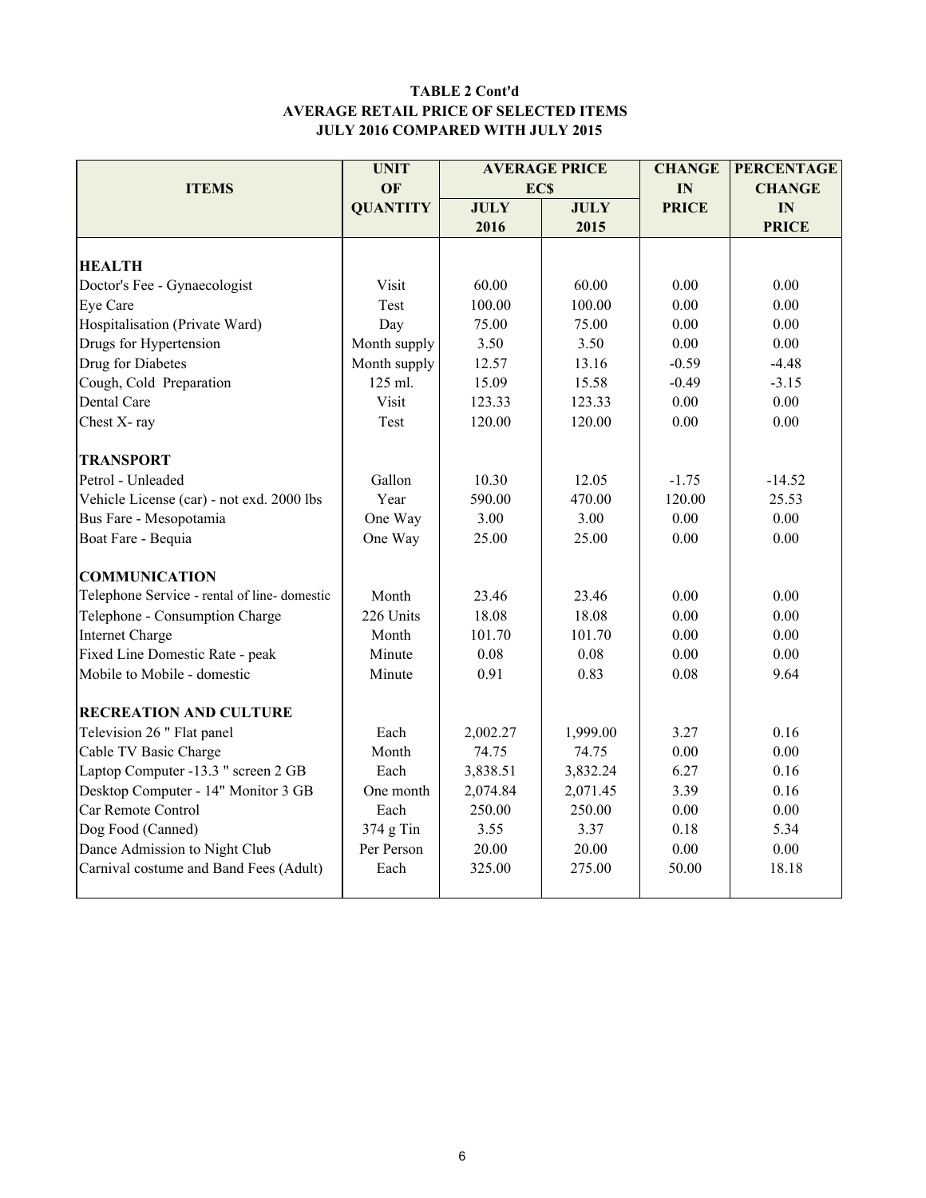**TABLE 2 Cont'd**
**AVERAGE RETAIL PRICE OF SELECTED ITEMS**
**JULY 2016 COMPARED WITH JULY 2015**

| ITEMS | UNIT OF QUANTITY | AVERAGE PRICE EC$ | | CHANGE IN PRICE | PERCENTAGE CHANGE IN PRICE |
|---|---|---|---|---|---|
| | | JULY 2016 | JULY 2015 | | |
| **HEALTH** | | | | | |
| Doctor's Fee - Gynaecologist | Visit | 60.00 | 60.00 | 0.00 | 0.00 |
| Eye Care | Test | 100.00 | 100.00 | 0.00 | 0.00 |
| Hospitalisation (Private Ward) | Day | 75.00 | 75.00 | 0.00 | 0.00 |
| Drugs for Hypertension | Month supply | 3.50 | 3.50 | 0.00 | 0.00 |
| Drug for Diabetes | Month supply | 12.57 | 13.16 | -0.59 | -4.48 |
| Cough, Cold Preparation | 125 ml. | 15.09 | 15.58 | -0.49 | -3.15 |
| Dental Care | Visit | 123.33 | 123.33 | 0.00 | 0.00 |
| Chest X- ray | Test | 120.00 | 120.00 | 0.00 | 0.00 |
| **TRANSPORT** | | | | | |
| Petrol - Unleaded | Gallon | 10.30 | 12.05 | -1.75 | -14.52 |
| Vehicle License (car) - not exd. 2000 lbs | Year | 590.00 | 470.00 | 120.00 | 25.53 |
| Bus Fare - Mesopotamia | One Way | 3.00 | 3.00 | 0.00 | 0.00 |
| Boat Fare - Bequia | One Way | 25.00 | 25.00 | 0.00 | 0.00 |
| **COMMUNICATION** | | | | | |
| Telephone Service - rental of line- domestic | Month | 23.46 | 23.46 | 0.00 | 0.00 |
| Telephone - Consumption Charge | 226 Units | 18.08 | 18.08 | 0.00 | 0.00 |
| Internet Charge | Month | 101.70 | 101.70 | 0.00 | 0.00 |
| Fixed Line Domestic Rate - peak | Minute | 0.08 | 0.08 | 0.00 | 0.00 |
| Mobile to Mobile - domestic | Minute | 0.91 | 0.83 | 0.08 | 9.64 |
| **RECREATION AND CULTURE** | | | | | |
| Television 26 " Flat panel | Each | 2,002.27 | 1,999.00 | 3.27 | 0.16 |
| Cable TV Basic Charge | Month | 74.75 | 74.75 | 0.00 | 0.00 |
| Laptop Computer -13.3 " screen 2 GB | Each | 3,838.51 | 3,832.24 | 6.27 | 0.16 |
| Desktop Computer - 14" Monitor 3 GB | One month | 2,074.84 | 2,071.45 | 3.39 | 0.16 |
| Car Remote Control | Each | 250.00 | 250.00 | 0.00 | 0.00 |
| Dog Food (Canned) | 374 g Tin | 3.55 | 3.37 | 0.18 | 5.34 |
| Dance Admission to Night Club | Per Person | 20.00 | 20.00 | 0.00 | 0.00 |
| Carnival costume and Band Fees (Adult) | Each | 325.00 | 275.00 | 50.00 | 18.18 |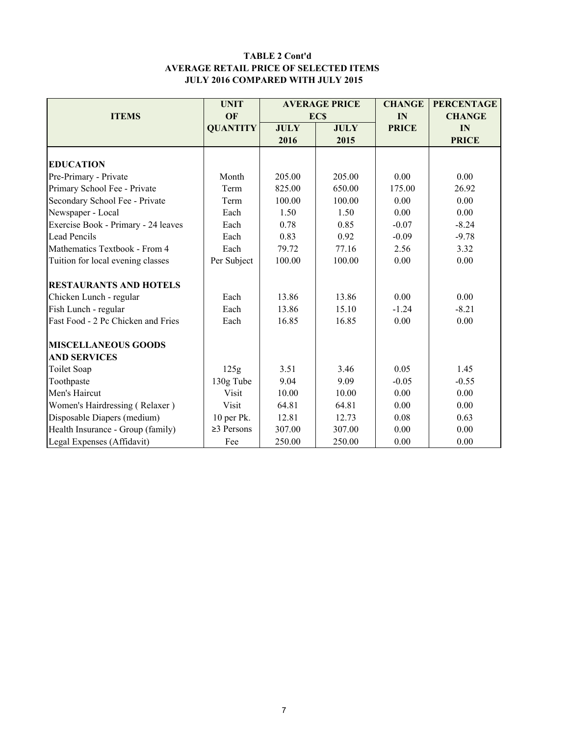**TABLE 2 Cont'd**
**AVERAGE RETAIL PRICE OF SELECTED ITEMS**
**JULY 2016 COMPARED WITH JULY 2015**

| ITEMS | UNIT OF QUANTITY | AVERAGE PRICE EC$ | | CHANGE IN PRICE | PERCENTAGE CHANGE IN PRICE |
|---|---|---|---|---|---|
| | | JULY 2016 | JULY 2015 | | |
| **EDUCATION** | | | | | |
| Pre-Primary - Private | Month | 205.00 | 205.00 | 0.00 | 0.00 |
| Primary School Fee - Private | Term | 825.00 | 650.00 | 175.00 | 26.92 |
| Secondary School Fee - Private | Term | 100.00 | 100.00 | 0.00 | 0.00 |
| Newspaper - Local | Each | 1.50 | 1.50 | 0.00 | 0.00 |
| Exercise Book - Primary - 24 leaves | Each | 0.78 | 0.85 | -0.07 | -8.24 |
| Lead Pencils | Each | 0.83 | 0.92 | -0.09 | -9.78 |
| Mathematics Textbook - From 4 | Each | 79.72 | 77.16 | 2.56 | 3.32 |
| Tuition for local evening classes | Per Subject | 100.00 | 100.00 | 0.00 | 0.00 |
| **RESTAURANTS AND HOTELS** | | | | | |
| Chicken Lunch - regular | Each | 13.86 | 13.86 | 0.00 | 0.00 |
| Fish Lunch - regular | Each | 13.86 | 15.10 | -1.24 | -8.21 |
| Fast Food - 2 Pc Chicken and Fries | Each | 16.85 | 16.85 | 0.00 | 0.00 |
| **MISCELLANEOUS GOODS AND SERVICES** | | | | | |
| Toilet Soap | 125g | 3.51 | 3.46 | 0.05 | 1.45 |
| Toothpaste | 130g Tube | 9.04 | 9.09 | -0.05 | -0.55 |
| Men's Haircut | Visit | 10.00 | 10.00 | 0.00 | 0.00 |
| Women's Hairdressing ( Relaxer ) | Visit | 64.81 | 64.81 | 0.00 | 0.00 |
| Disposable Diapers (medium) | 10 per Pk. | 12.81 | 12.73 | 0.08 | 0.63 |
| Health Insurance - Group (family) | ≥3 Persons | 307.00 | 307.00 | 0.00 | 0.00 |
| Legal Expenses (Affidavit) | Fee | 250.00 | 250.00 | 0.00 | 0.00 |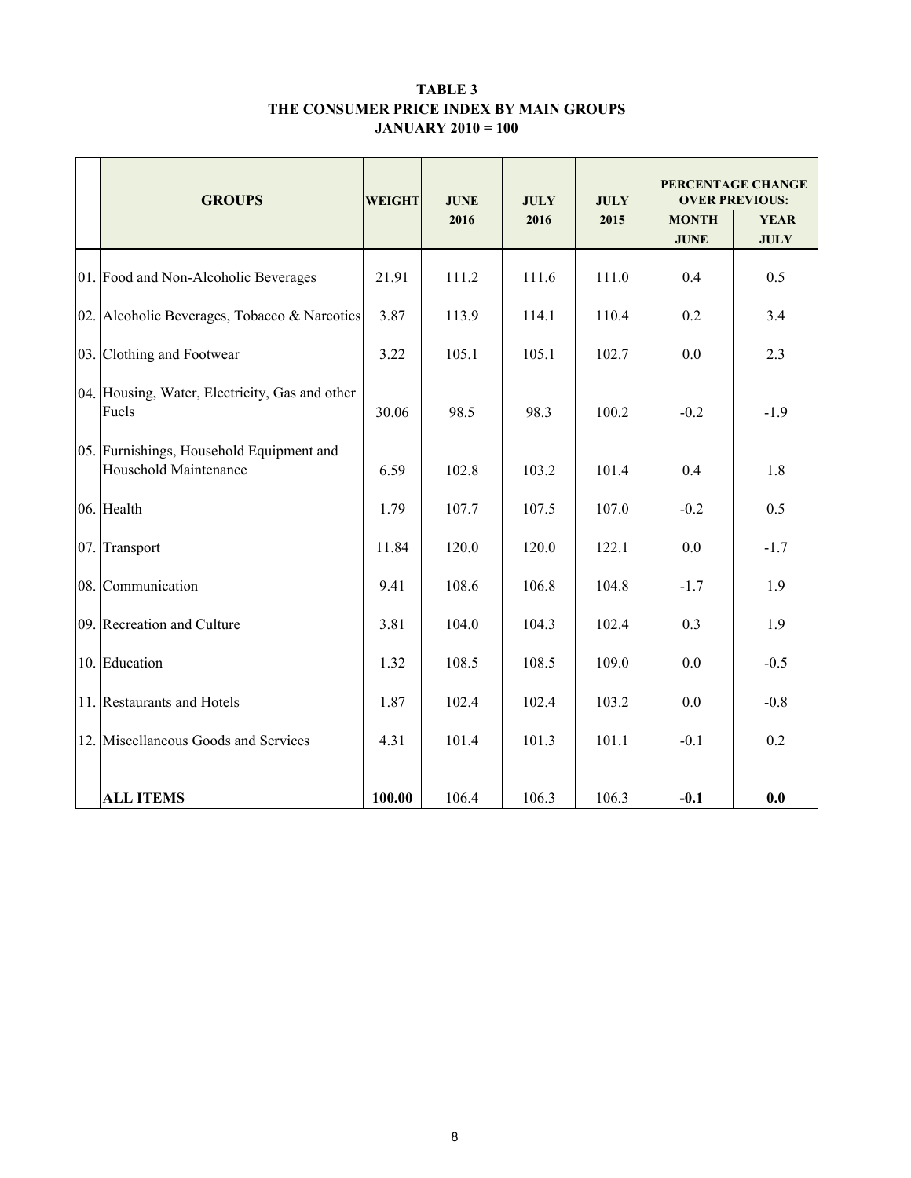**TABLE 3**
**THE CONSUMER PRICE INDEX BY MAIN GROUPS**
**JANUARY 2010 = 100**

| | GROUPS | WEIGHT | JUNE 2016 | JULY 2016 | JULY 2015 | PERCENTAGE CHANGE OVER PREVIOUS: | |
|---|---|---|---|---|---|---|---|
| | | | | | | MONTH JUNE | YEAR JULY |
| 01. | Food and Non-Alcoholic Beverages | 21.91 | 111.2 | 111.6 | 111.0 | 0.4 | 0.5 |
| 02. | Alcoholic Beverages, Tobacco & Narcotics | 3.87 | 113.9 | 114.1 | 110.4 | 0.2 | 3.4 |
| 03. | Clothing and Footwear | 3.22 | 105.1 | 105.1 | 102.7 | 0.0 | 2.3 |
| 04. | Housing, Water, Electricity, Gas and other Fuels | 30.06 | 98.5 | 98.3 | 100.2 | -0.2 | -1.9 |
| 05. | Furnishings, Household Equipment and Household Maintenance | 6.59 | 102.8 | 103.2 | 101.4 | 0.4 | 1.8 |
| 06. | Health | 1.79 | 107.7 | 107.5 | 107.0 | -0.2 | 0.5 |
| 07. | Transport | 11.84 | 120.0 | 120.0 | 122.1 | 0.0 | -1.7 |
| 08. | Communication | 9.41 | 108.6 | 106.8 | 104.8 | -1.7 | 1.9 |
| 09. | Recreation and Culture | 3.81 | 104.0 | 104.3 | 102.4 | 0.3 | 1.9 |
| 10. | Education | 1.32 | 108.5 | 108.5 | 109.0 | 0.0 | -0.5 |
| 11. | Restaurants and Hotels | 1.87 | 102.4 | 102.4 | 103.2 | 0.0 | -0.8 |
| 12. | Miscellaneous Goods and Services | 4.31 | 101.4 | 101.3 | 101.1 | -0.1 | 0.2 |
| | **ALL ITEMS** | **100.00** | 106.4 | 106.3 | 106.3 | **-0.1** | **0.0** |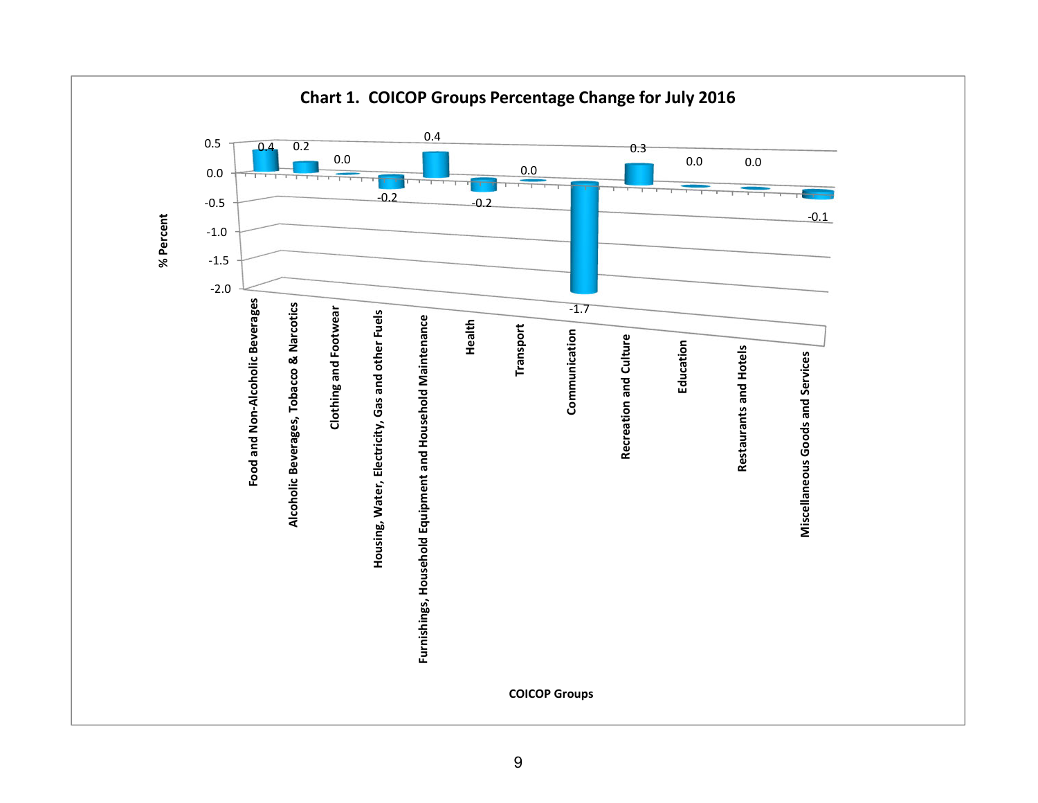**Chart 1. COICOP Groups Percentage Change for July 2016**

| COICOP Groups | % Percent |
|---|---|
| Food and Non-Alcoholic Beverages | 0.4 |
| Alcoholic Beverages, Tobacco & Narcotics | 0.2 |
| Clothing and Footwear | 0.0 |
| Housing, Water, Electricity, Gas and other Fuels | -0.2 |
| Furnishings, Household Equipment and Household Maintenance | 0.4 |
| Health | -0.2 |
| Transport | 0.0 |
| Communication | -1.7 |
| Recreation and Culture | 0.3 |
| Education | 0.0 |
| Restaurants and Hotels | 0.0 |
| Miscellaneous Goods and Services | -0.1 |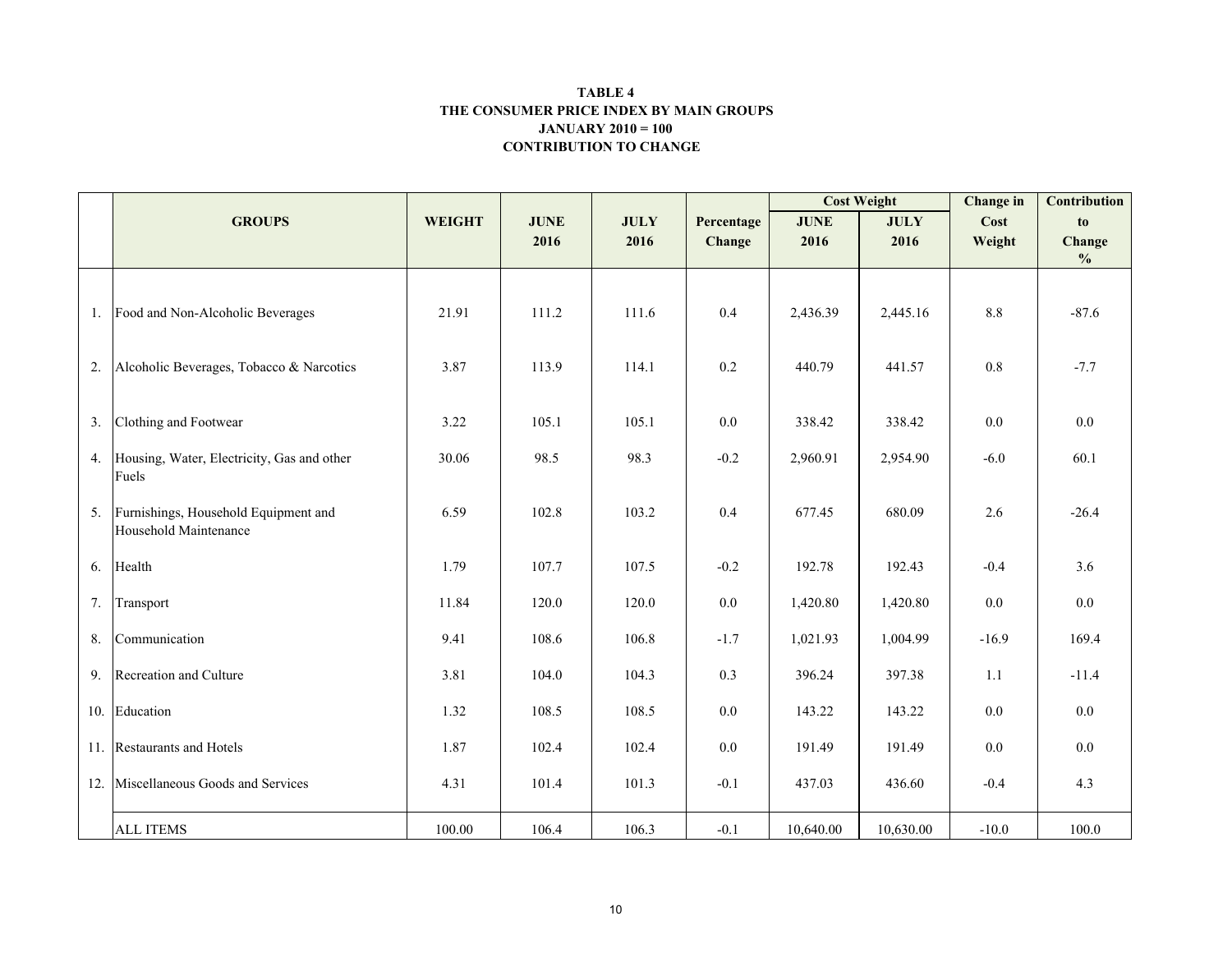**TABLE 4**
**THE CONSUMER PRICE INDEX BY MAIN GROUPS**
**JANUARY 2010 = 100**
**CONTRIBUTION TO CHANGE**

| | GROUPS | WEIGHT | JUNE 2016 | JULY 2016 | Percentage Change | Cost Weight JUNE 2016 | Cost Weight JULY 2016 | Change in Cost Weight | Contribution to Change % |
|---|---|---|---|---|---|---|---|---|---|
| 1. | Food and Non-Alcoholic Beverages | 21.91 | 111.2 | 111.6 | 0.4 | 2,436.39 | 2,445.16 | 8.8 | -87.6 |
| 2. | Alcoholic Beverages, Tobacco & Narcotics | 3.87 | 113.9 | 114.1 | 0.2 | 440.79 | 441.57 | 0.8 | -7.7 |
| 3. | Clothing and Footwear | 3.22 | 105.1 | 105.1 | 0.0 | 338.42 | 338.42 | 0.0 | 0.0 |
| 4. | Housing, Water, Electricity, Gas and other Fuels | 30.06 | 98.5 | 98.3 | -0.2 | 2,960.91 | 2,954.90 | -6.0 | 60.1 |
| 5. | Furnishings, Household Equipment and Household Maintenance | 6.59 | 102.8 | 103.2 | 0.4 | 677.45 | 680.09 | 2.6 | -26.4 |
| 6. | Health | 1.79 | 107.7 | 107.5 | -0.2 | 192.78 | 192.43 | -0.4 | 3.6 |
| 7. | Transport | 11.84 | 120.0 | 120.0 | 0.0 | 1,420.80 | 1,420.80 | 0.0 | 0.0 |
| 8. | Communication | 9.41 | 108.6 | 106.8 | -1.7 | 1,021.93 | 1,004.99 | -16.9 | 169.4 |
| 9. | Recreation and Culture | 3.81 | 104.0 | 104.3 | 0.3 | 396.24 | 397.38 | 1.1 | -11.4 |
| 10. | Education | 1.32 | 108.5 | 108.5 | 0.0 | 143.22 | 143.22 | 0.0 | 0.0 |
| 11. | Restaurants and Hotels | 1.87 | 102.4 | 102.4 | 0.0 | 191.49 | 191.49 | 0.0 | 0.0 |
| 12. | Miscellaneous Goods and Services | 4.31 | 101.4 | 101.3 | -0.1 | 437.03 | 436.60 | -0.4 | 4.3 |
| | ALL ITEMS | 100.00 | 106.4 | 106.3 | -0.1 | 10,640.00 | 10,630.00 | -10.0 | 100.0 |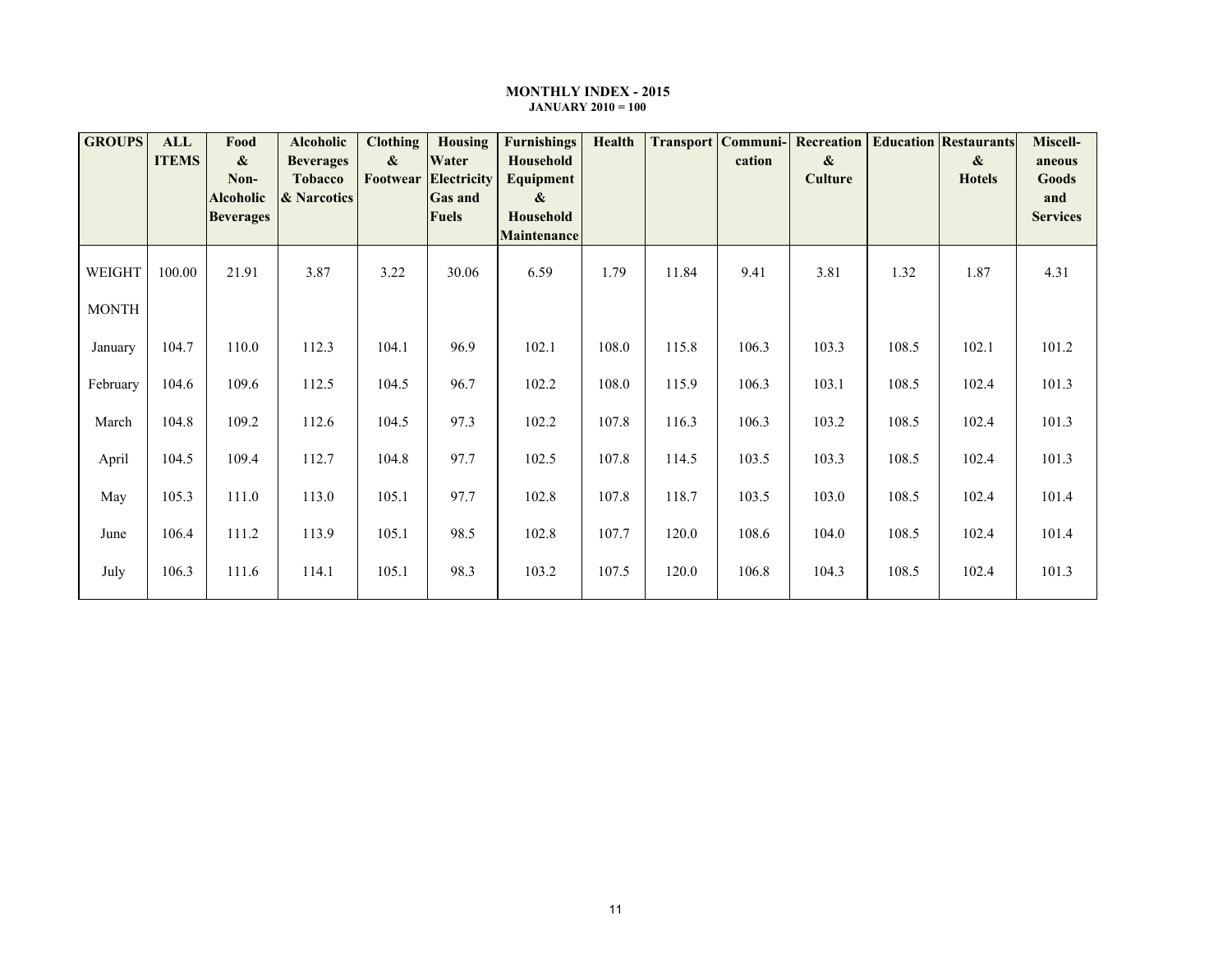**MONTHLY INDEX - 2015**
**JANUARY 2010 = 100**

| GROUPS | ALL ITEMS | Food & Non-Alcoholic Beverages | Alcoholic Beverages Tobacco & Narcotics | Clothing & Footwear | Housing Water Electricity Gas and Fuels | Furnishings Household Equipment & Household Maintenance | Health | Transport | Communi-cation | Recreation & Culture | Education | Restaurants & Hotels | Miscell-aneous Goods and Services |
|---|---|---|---|---|---|---|---|---|---|---|---|---|---|
| WEIGHT | 100.00 | 21.91 | 3.87 | 3.22 | 30.06 | 6.59 | 1.79 | 11.84 | 9.41 | 3.81 | 1.32 | 1.87 | 4.31 |
| MONTH | | | | | | | | | | | | | |
| January | 104.7 | 110.0 | 112.3 | 104.1 | 96.9 | 102.1 | 108.0 | 115.8 | 106.3 | 103.3 | 108.5 | 102.1 | 101.2 |
| February | 104.6 | 109.6 | 112.5 | 104.5 | 96.7 | 102.2 | 108.0 | 115.9 | 106.3 | 103.1 | 108.5 | 102.4 | 101.3 |
| March | 104.8 | 109.2 | 112.6 | 104.5 | 97.3 | 102.2 | 107.8 | 116.3 | 106.3 | 103.2 | 108.5 | 102.4 | 101.3 |
| April | 104.5 | 109.4 | 112.7 | 104.8 | 97.7 | 102.5 | 107.8 | 114.5 | 103.5 | 103.3 | 108.5 | 102.4 | 101.3 |
| May | 105.3 | 111.0 | 113.0 | 105.1 | 97.7 | 102.8 | 107.8 | 118.7 | 103.5 | 103.0 | 108.5 | 102.4 | 101.4 |
| June | 106.4 | 111.2 | 113.9 | 105.1 | 98.5 | 102.8 | 107.7 | 120.0 | 108.6 | 104.0 | 108.5 | 102.4 | 101.4 |
| July | 106.3 | 111.6 | 114.1 | 105.1 | 98.3 | 103.2 | 107.5 | 120.0 | 106.8 | 104.3 | 108.5 | 102.4 | 101.3 |